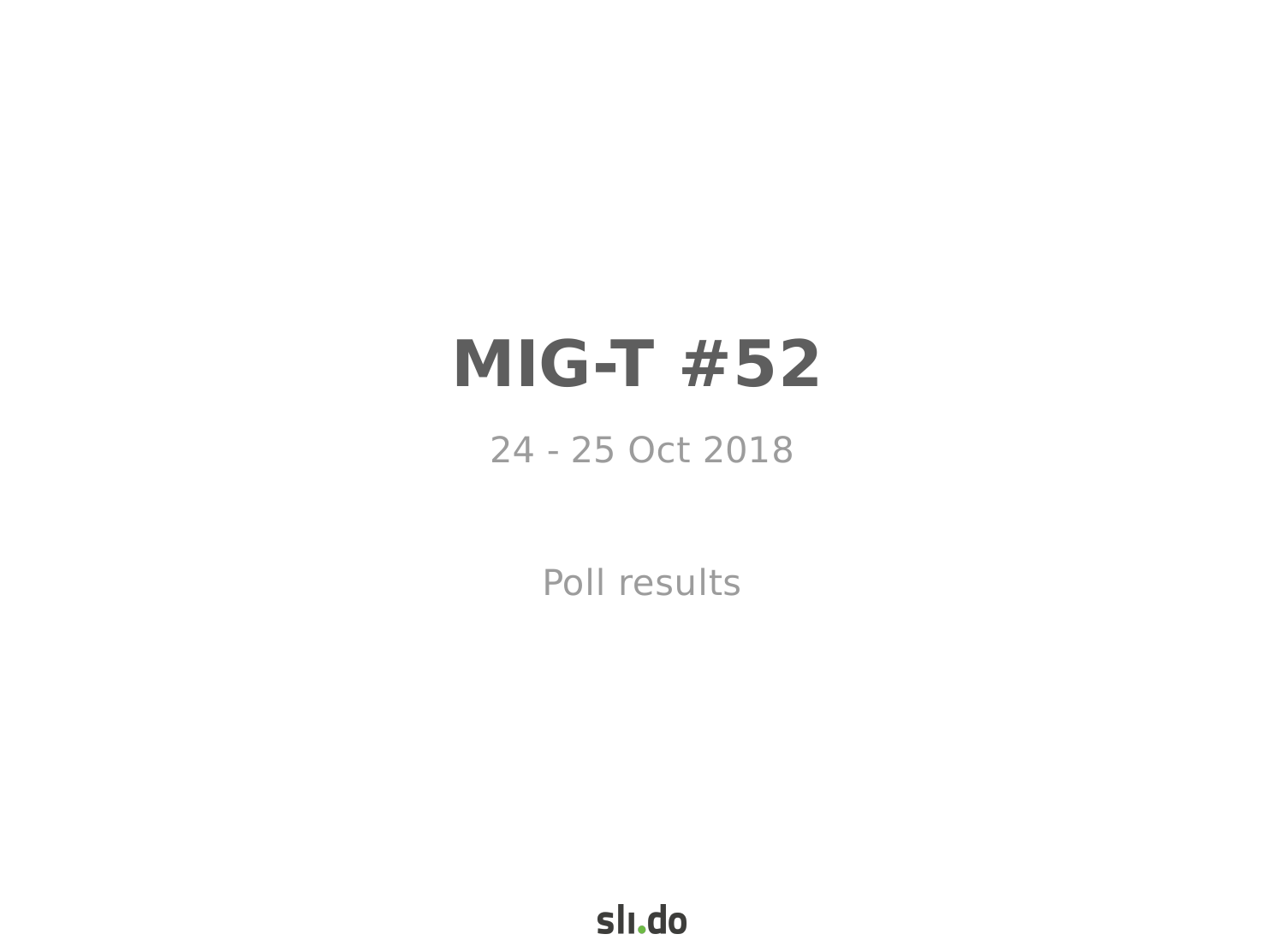# MIG-T #52

24 - 25 Oct 2018

Poll results

slı.do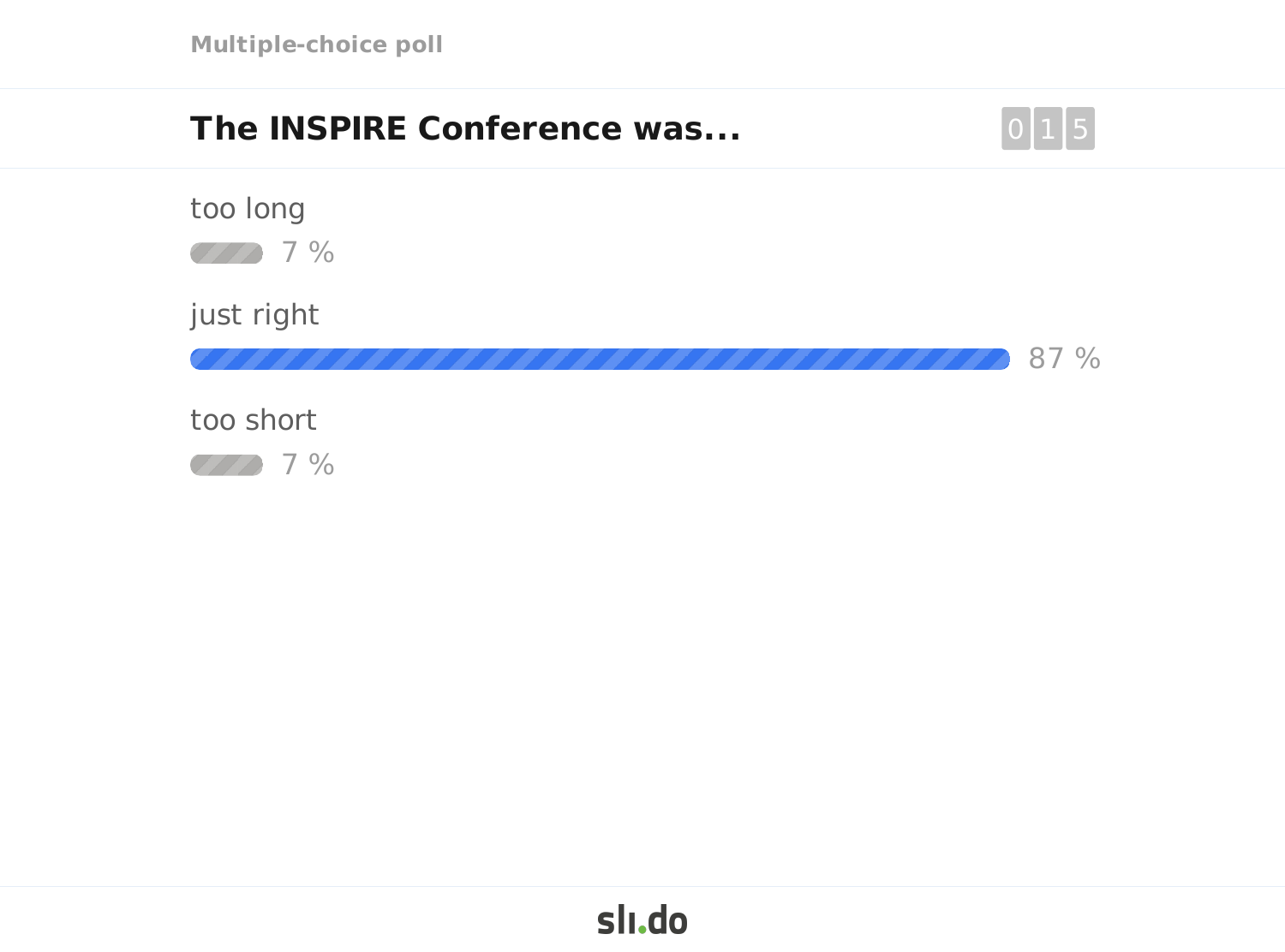Multiple-choice poll

## The INSPIRE Conference was...

015

too long

7 %

just right

87 %

too short

7 %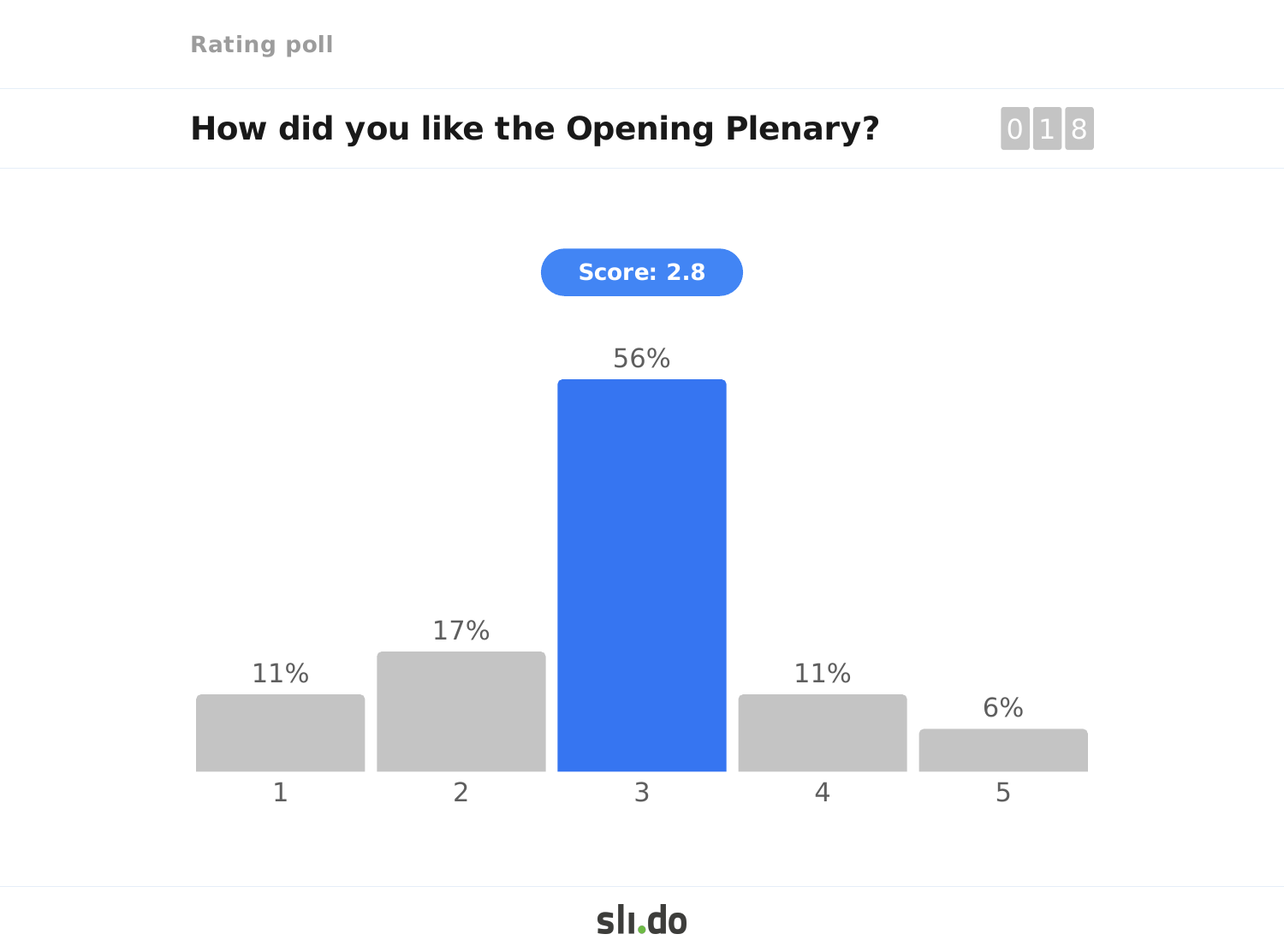Rating poll

## How did you like the Opening Plenary?

018

**Score: 2.8**

| Rating | 1 | 2 | 3 | 4 | 5 |
|---|---|---|---|---|---|
| Percentage | 11% | 17% | 56% | 11% | 6% |

slido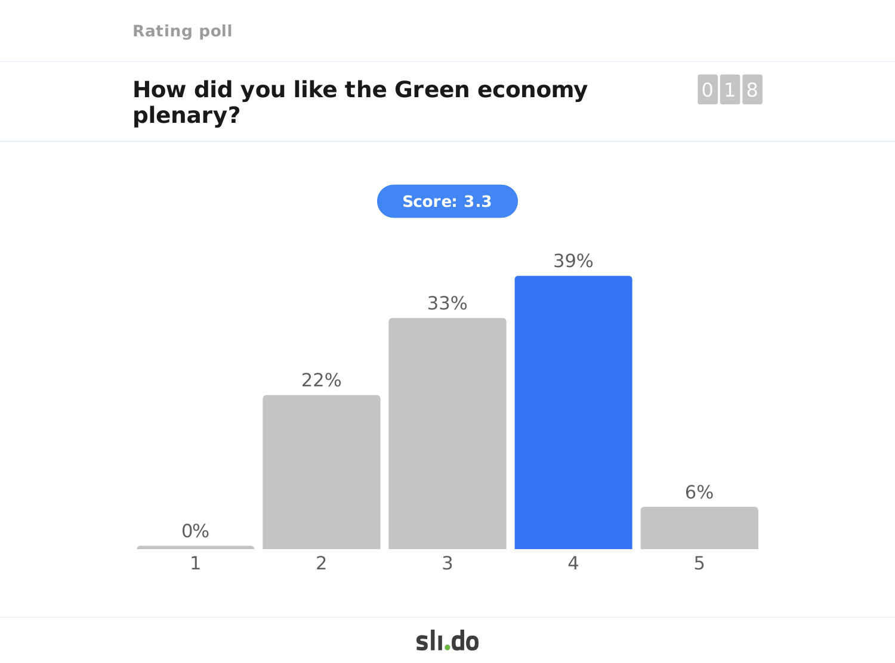Rating poll

## How did you like the Green economy plenary?

018

**Score: 3.3**

| Rating | 1 | 2 | 3 | 4 | 5 |
|---|---|---|---|---|---|
| Percentage | 0% | 22% | 33% | 39% | 6% |

sli.do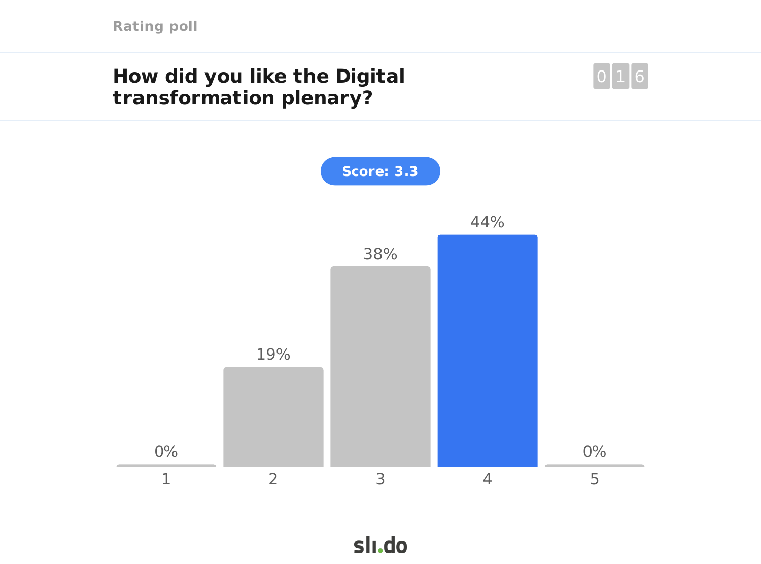Rating poll

## How did you like the Digital transformation plenary?

016

**Score: 3.3**

| Rating | 1 | 2 | 3 | 4 | 5 |
|---|---|---|---|---|---|
| Percentage | 0% | 19% | 38% | 44% | 0% |

slido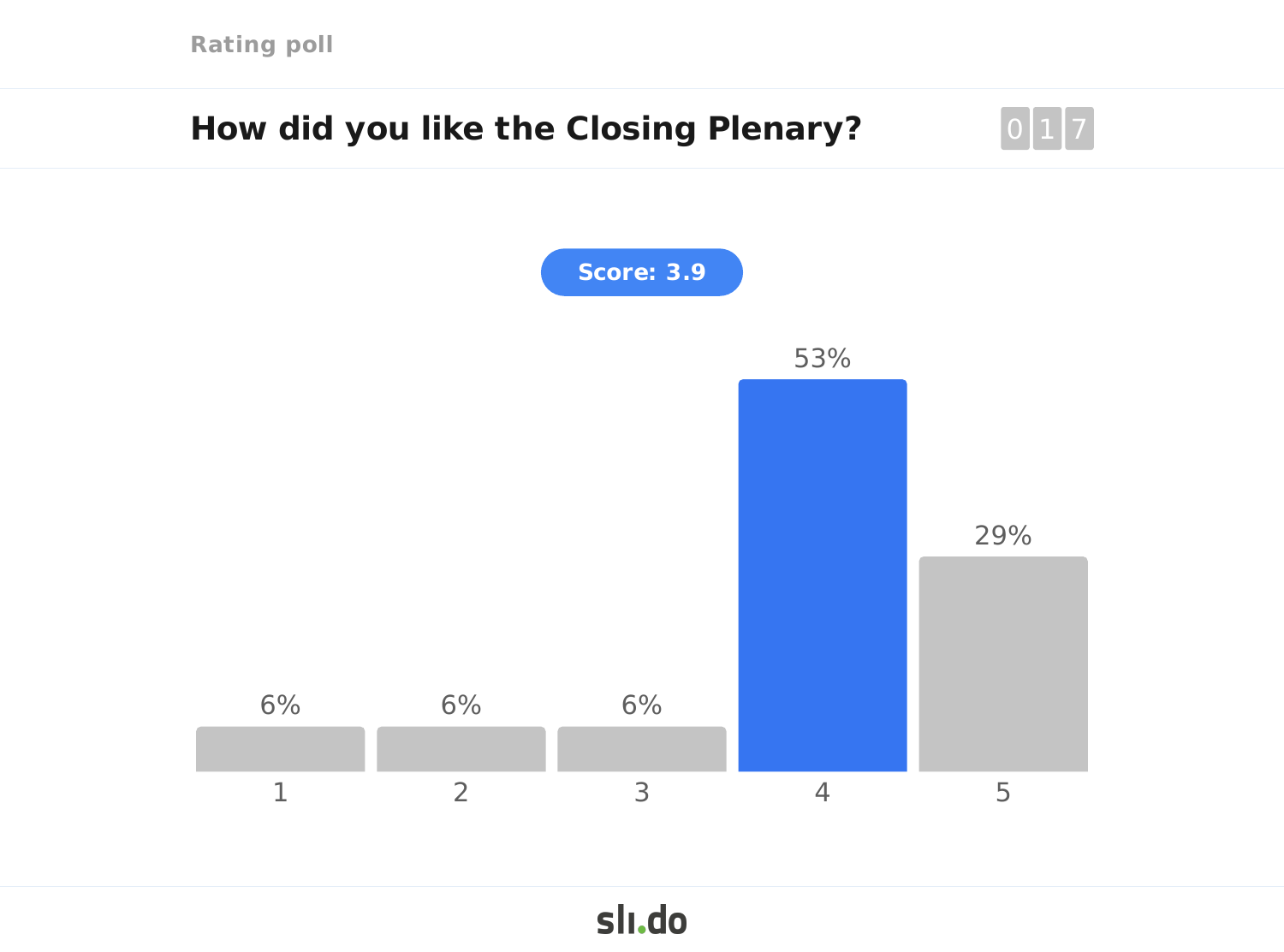Rating poll

## How did you like the Closing Plenary?

017

Score: 3.9

| Rating | 1 | 2 | 3 | 4 | 5 |
|---|---|---|---|---|---|
| Percentage | 6% | 6% | 6% | 53% | 29% |

slido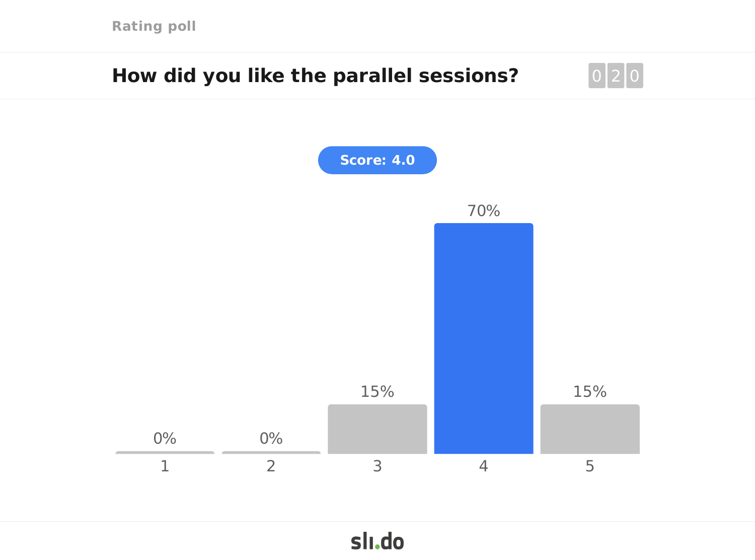Rating poll

## How did you like the parallel sessions?

020

**Score: 4.0**

| Rating | 1 | 2 | 3 | 4 | 5 |
|---|---|---|---|---|---|
| Percentage | 0% | 0% | 15% | 70% | 15% |

slido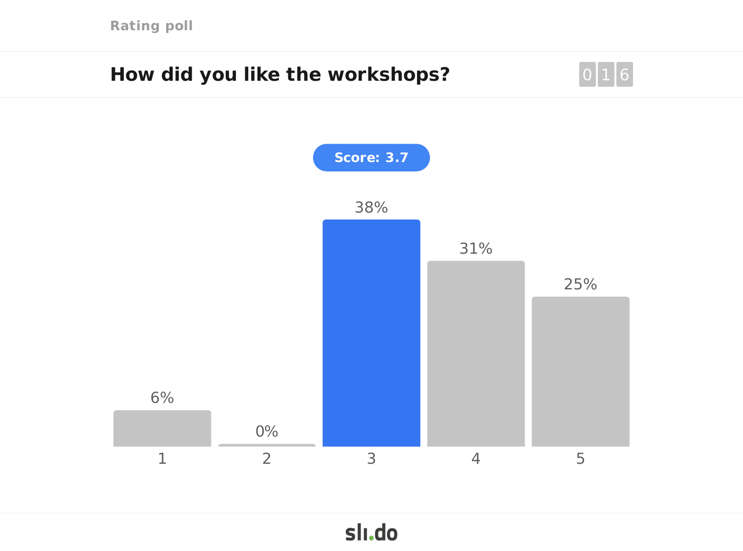Rating poll

## How did you like the workshops?

016

**Score: 3.7**

| Rating | 1 | 2 | 3 | 4 | 5 |
|---|---|---|---|---|---|
| Percentage | 6% | 0% | 38% | 31% | 25% |

slido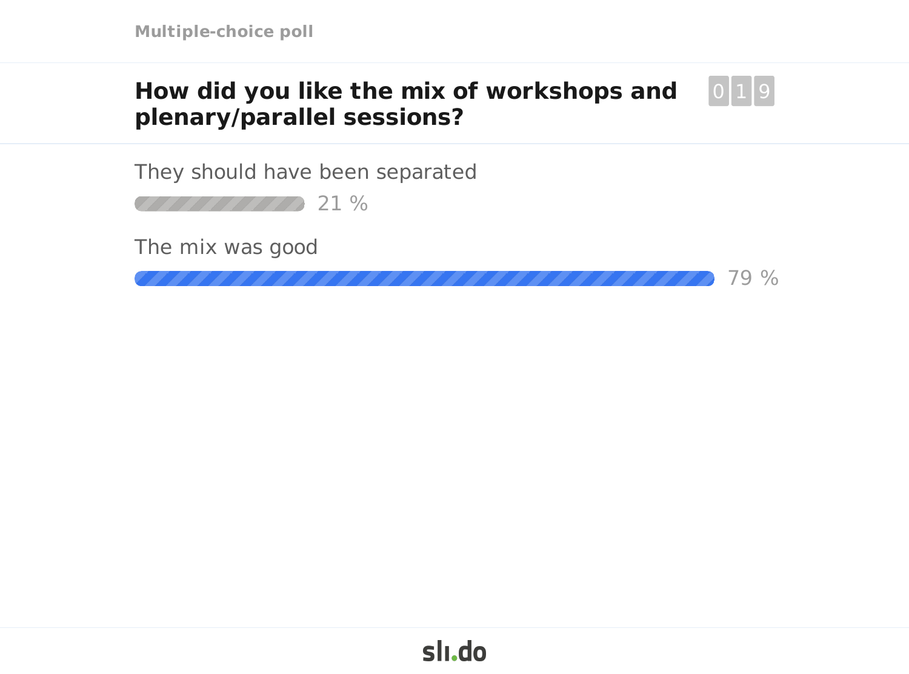Multiple-choice poll

## How did you like the mix of workshops and plenary/parallel sessions?

019

They should have been separated

21 %

The mix was good

79 %

sli.do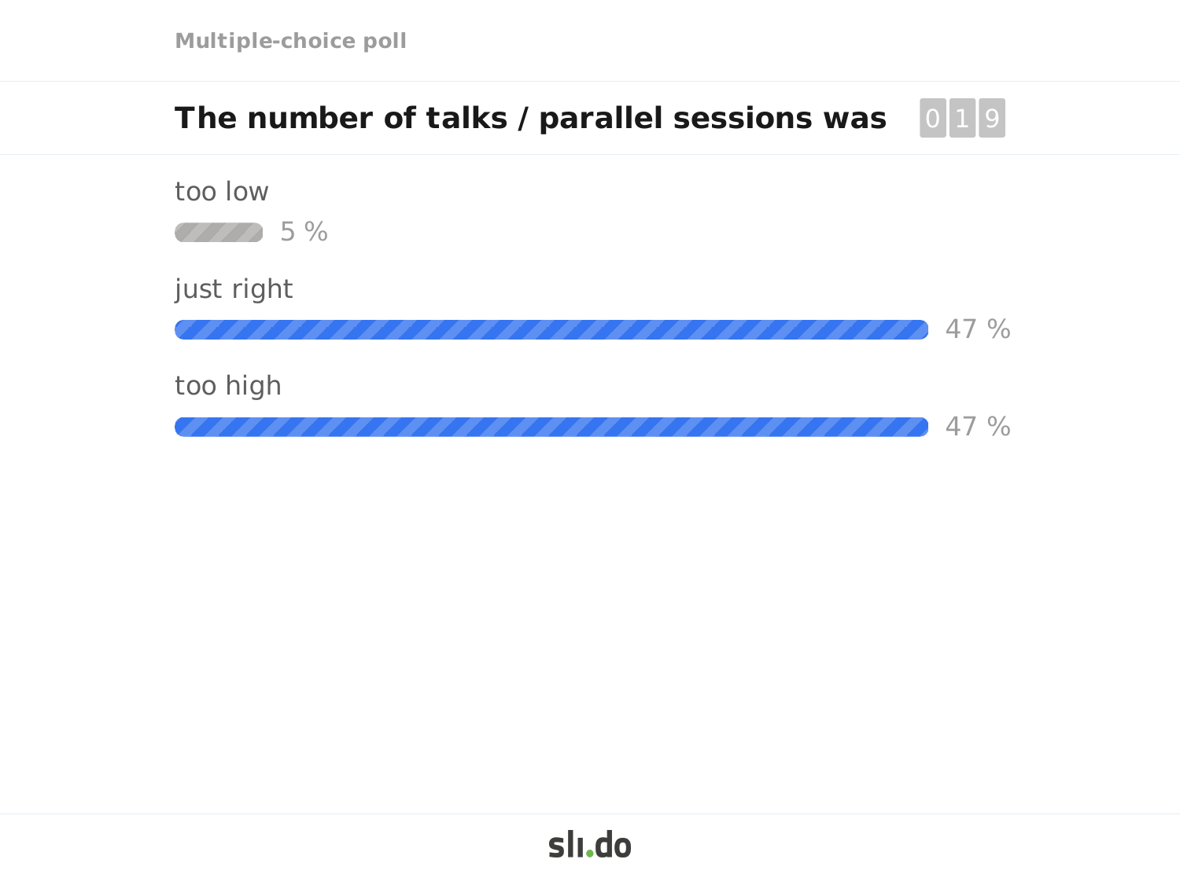Multiple-choice poll

## The number of talks / parallel sessions was

019

too low

5 %

just right

47 %

too high

47 %

sli.do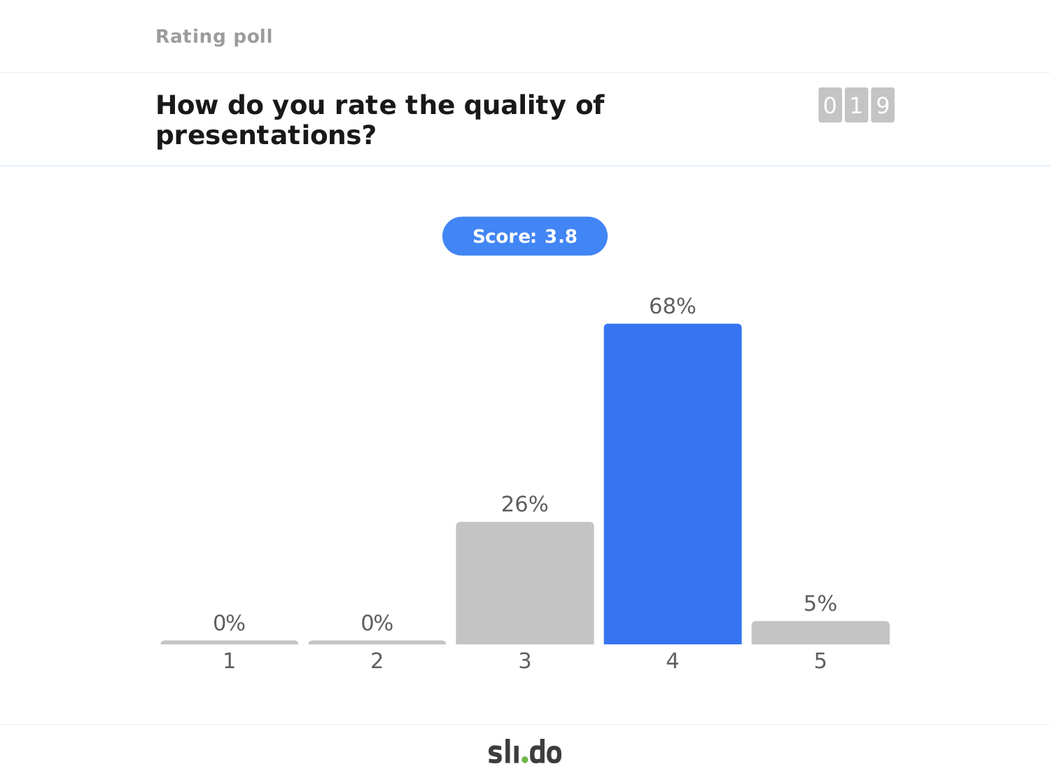Rating poll

## How do you rate the quality of presentations?

019

**Score: 3.8**

| Rating | Percentage |
|---|---|
| 1 | 0% |
| 2 | 0% |
| 3 | 26% |
| 4 | 68% |
| 5 | 5% |

slido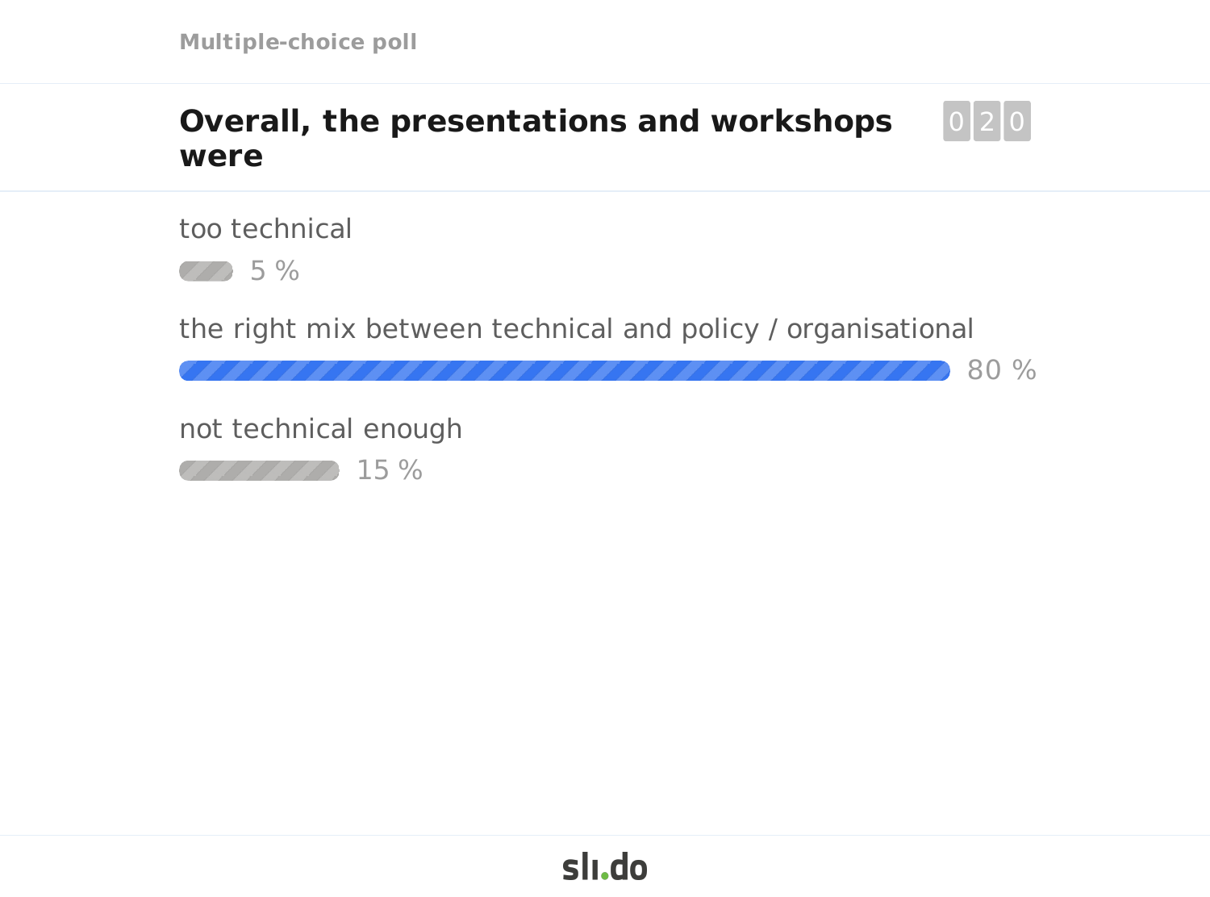Multiple-choice poll

## Overall, the presentations and workshops were

020

too technical

5 %

the right mix between technical and policy / organisational

80 %

not technical enough

15 %

slido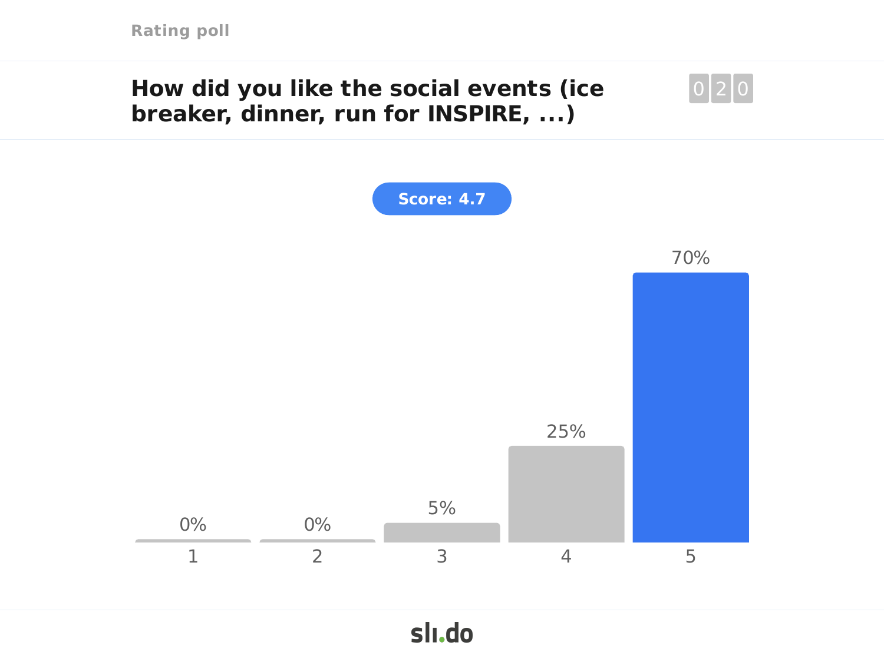Rating poll

## How did you like the social events (ice breaker, dinner, run for INSPIRE, ...)

0 2 0

Score: 4.7

70%

25%

5%

0%

0%

1

2

3

4

5

sli.do